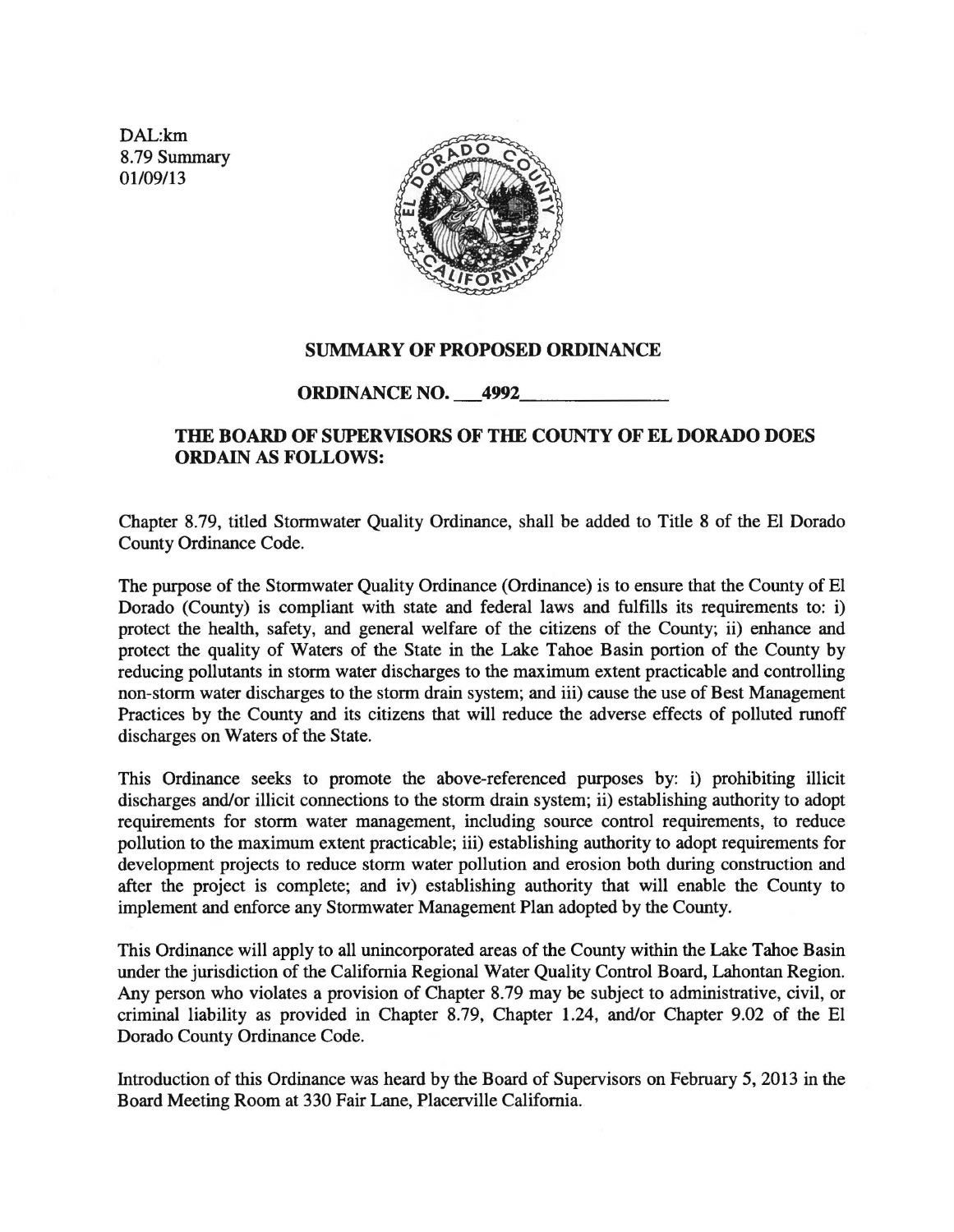DAL:km
8.79 Summary
01/09/13

## SUMMARY OF PROPOSED ORDINANCE

**ORDINANCE NO. \_\_4992\_\_\_\_\_\_\_\_\_\_\_\_\_\_\_**

**THE BOARD OF SUPERVISORS OF THE COUNTY OF EL DORADO DOES ORDAIN AS FOLLOWS:**

Chapter 8.79, titled Stormwater Quality Ordinance, shall be added to Title 8 of the El Dorado County Ordinance Code.

The purpose of the Stormwater Quality Ordinance (Ordinance) is to ensure that the County of El Dorado (County) is compliant with state and federal laws and fulfills its requirements to: i) protect the health, safety, and general welfare of the citizens of the County; ii) enhance and protect the quality of Waters of the State in the Lake Tahoe Basin portion of the County by reducing pollutants in storm water discharges to the maximum extent practicable and controlling non-storm water discharges to the storm drain system; and iii) cause the use of Best Management Practices by the County and its citizens that will reduce the adverse effects of polluted runoff discharges on Waters of the State.

This Ordinance seeks to promote the above-referenced purposes by: i) prohibiting illicit discharges and/or illicit connections to the storm drain system; ii) establishing authority to adopt requirements for storm water management, including source control requirements, to reduce pollution to the maximum extent practicable; iii) establishing authority to adopt requirements for development projects to reduce storm water pollution and erosion both during construction and after the project is complete; and iv) establishing authority that will enable the County to implement and enforce any Stormwater Management Plan adopted by the County.

This Ordinance will apply to all unincorporated areas of the County within the Lake Tahoe Basin under the jurisdiction of the California Regional Water Quality Control Board, Lahontan Region. Any person who violates a provision of Chapter 8.79 may be subject to administrative, civil, or criminal liability as provided in Chapter 8.79, Chapter 1.24, and/or Chapter 9.02 of the El Dorado County Ordinance Code.

Introduction of this Ordinance was heard by the Board of Supervisors on February 5, 2013 in the Board Meeting Room at 330 Fair Lane, Placerville California.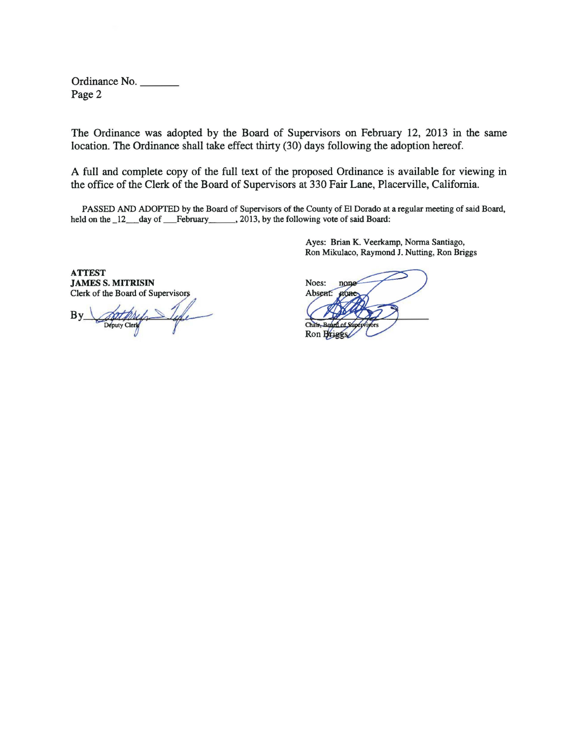Ordinance No. _______

The Ordinance was adopted by the Board of Supervisors on February 12, 2013 in the same location. The Ordinance shall take effect thirty (30) days following the adoption hereof.

A full and complete copy of the full text of the proposed Ordinance is available for viewing in the office of the Clerk of the Board of Supervisors at 330 Fair Lane, Placerville, California.

PASSED AND ADOPTED by the Board of Supervisors of the County of El Dorado at a regular meeting of said Board, held on the _12___day of ___February______, 2013, by the following vote of said Board:

Ayes: Brian K. Veerkamp, Norma Santiago, Ron Mikulaco, Raymond J. Nutting, Ron Briggs

**ATTEST**
**JAMES S. MITRISIN**
Clerk of the Board of Supervisors

By________________________
Deputy Clerk

Noes: none
Absent: none

________________________
Chair, Board of Supervisors
Ron Briggs